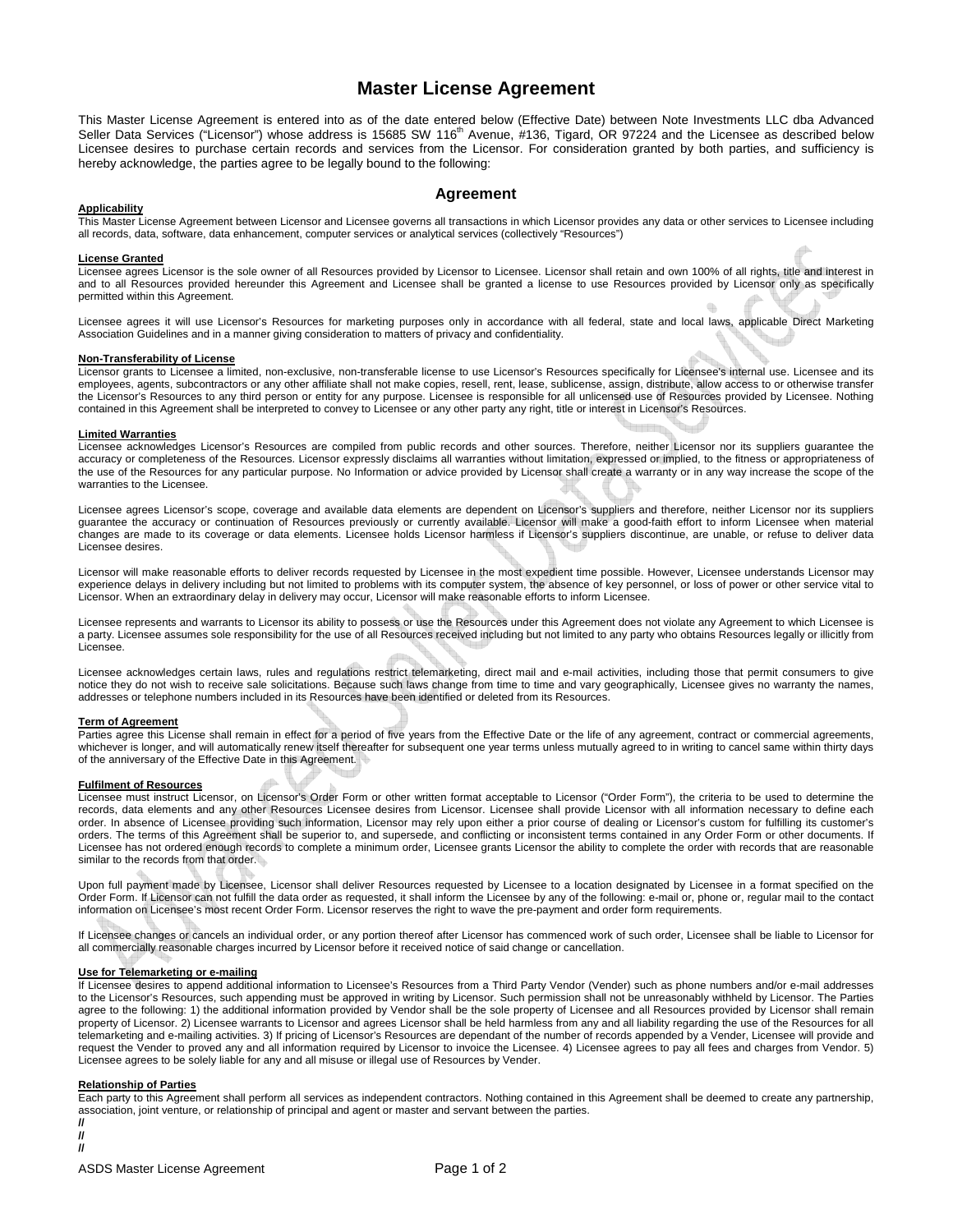# Master License Agreement

This Master License Agreement is entered into as of the date entered below (Effective Date) between Note Investments LLC dba Advanced Seller Data Services ("Licensor") whose address is 15685 SW 116th Avenue, #136, Tigard, OR 97224 and the Licensee as described below Licensee desires to purchase certain records and services from the Licensor. For consideration granted by both parties, and sufficiency is hereby acknowledge, the parties agree to be legally bound to the following:

## Agreement

**Applicability**

This Master License Agreement between Licensor and Licensee governs all transactions in which Licensor provides any data or other services to Licensee including all records, data, software, data enhancement, computer services or analytical services (collectively "Resources")

**License Granted**

Licensee agrees Licensor is the sole owner of all Resources provided by Licensor to Licensee. Licensor shall retain and own 100% of all rights, title and interest in and to all Resources provided hereunder this Agreement and Licensee shall be granted a license to use Resources provided by Licensor only as specifically permitted within this Agreement.

Licensee agrees it will use Licensor's Resources for marketing purposes only in accordance with all federal, state and local laws, applicable Direct Marketing Association Guidelines and in a manner giving consideration to matters of privacy and confidentiality.

**Non-Transferability of License**

Licensor grants to Licensee a limited, non-exclusive, non-transferable license to use Licensor's Resources specifically for Licensee's internal use. Licensee and its employees, agents, subcontractors or any other affiliate shall not make copies, resell, rent, lease, sublicense, assign, distribute, allow access to or otherwise transfer the Licensor's Resources to any third person or entity for any purpose. Licensee is responsible for all unlicensed use of Resources provided by Licensee. Nothing contained in this Agreement shall be interpreted to convey to Licensee or any other party any right, title or interest in Licensor's Resources.

**Limited Warranties**

Licensee acknowledges Licensor's Resources are compiled from public records and other sources. Therefore, neither Licensor nor its suppliers guarantee the accuracy or completeness of the Resources. Licensor expressly disclaims all warranties without limitation, expressed or implied, to the fitness or appropriateness of the use of the Resources for any particular purpose. No Information or advice provided by Licensor shall create a warranty or in any way increase the scope of the warranties to the Licensee.

Licensee agrees Licensor's scope, coverage and available data elements are dependent on Licensor's suppliers and therefore, neither Licensor nor its suppliers guarantee the accuracy or continuation of Resources previously or currently available. Licensor will make a good-faith effort to inform Licensee when material changes are made to its coverage or data elements. Licensee holds Licensor harmless if Licensor's suppliers discontinue, are unable, or refuse to deliver data Licensee desires.

Licensor will make reasonable efforts to deliver records requested by Licensee in the most expedient time possible. However, Licensee understands Licensor may experience delays in delivery including but not limited to problems with its computer system, the absence of key personnel, or loss of power or other service vital to Licensor. When an extraordinary delay in delivery may occur, Licensor will make reasonable efforts to inform Licensee.

Licensee represents and warrants to Licensor its ability to possess or use the Resources under this Agreement does not violate any Agreement to which Licensee is a party. Licensee assumes sole responsibility for the use of all Resources received including but not limited to any party who obtains Resources legally or illicitly from Licensee.

Licensee acknowledges certain laws, rules and regulations restrict telemarketing, direct mail and e-mail activities, including those that permit consumers to give notice they do not wish to receive sale solicitations. Because such laws change from time to time and vary geographically, Licensee gives no warranty the names, addresses or telephone numbers included in its Resources have been identified or deleted from its Resources.

**Term of Agreement**

Parties agree this License shall remain in effect for a period of five years from the Effective Date or the life of any agreement, contract or commercial agreements, whichever is longer, and will automatically renew itself thereafter for subsequent one year terms unless mutually agreed to in writing to cancel same within thirty days of the anniversary of the Effective Date in this Agreement.

**Fulfilment of Resources**

Licensee must instruct Licensor, on Licensor's Order Form or other written format acceptable to Licensor ("Order Form"), the criteria to be used to determine the records, data elements and any other Resources Licensee desires from Licensor. Licensee shall provide Licensor with all information necessary to define each order. In absence of Licensee providing such information, Licensor may rely upon either a prior course of dealing or Licensor's custom for fulfilling its customer's orders. The terms of this Agreement shall be superior to, and supersede, and conflicting or inconsistent terms contained in any Order Form or other documents. If Licensee has not ordered enough records to complete a minimum order, Licensee grants Licensor the ability to complete the order with records that are reasonable similar to the records from that order.

Upon full payment made by Licensee, Licensor shall deliver Resources requested by Licensee to a location designated by Licensee in a format specified on the Order Form. If Licensor can not fulfill the data order as requested, it shall inform the Licensee by any of the following: e-mail or, phone or, regular mail to the contact information on Licensee's most recent Order Form. Licensor reserves the right to wave the pre-payment and order form requirements.

If Licensee changes or cancels an individual order, or any portion thereof after Licensor has commenced work of such order, Licensee shall be liable to Licensor for all commercially reasonable charges incurred by Licensor before it received notice of said change or cancellation.

**Use for Telemarketing or e-mailing**

If Licensee desires to append additional information to Licensee's Resources from a Third Party Vendor (Vender) such as phone numbers and/or e-mail addresses to the Licensor's Resources, such appending must be approved in writing by Licensor. Such permission shall not be unreasonably withheld by Licensor. The Parties agree to the following: 1) the additional information provided by Vendor shall be the sole property of Licensee and all Resources provided by Licensor shall remain property of Licensor. 2) Licensee warrants to Licensor and agrees Licensor shall be held harmless from any and all liability regarding the use of the Resources for all telemarketing and e-mailing activities. 3) If pricing of Licensor's Resources are dependant of the number of records appended by a Vender, Licensee will provide and request the Vender to proved any and all information required by Licensor to invoice the Licensee. 4) Licensee agrees to pay all fees and charges from Vendor. 5) Licensee agrees to be solely liable for any and all misuse or illegal use of Resources by Vender.

**Relationship of Parties**

Each party to this Agreement shall perform all services as independent contractors. Nothing contained in this Agreement shall be deemed to create any partnership, association, joint venture, or relationship of principal and agent or master and servant between the parties.

//
//
//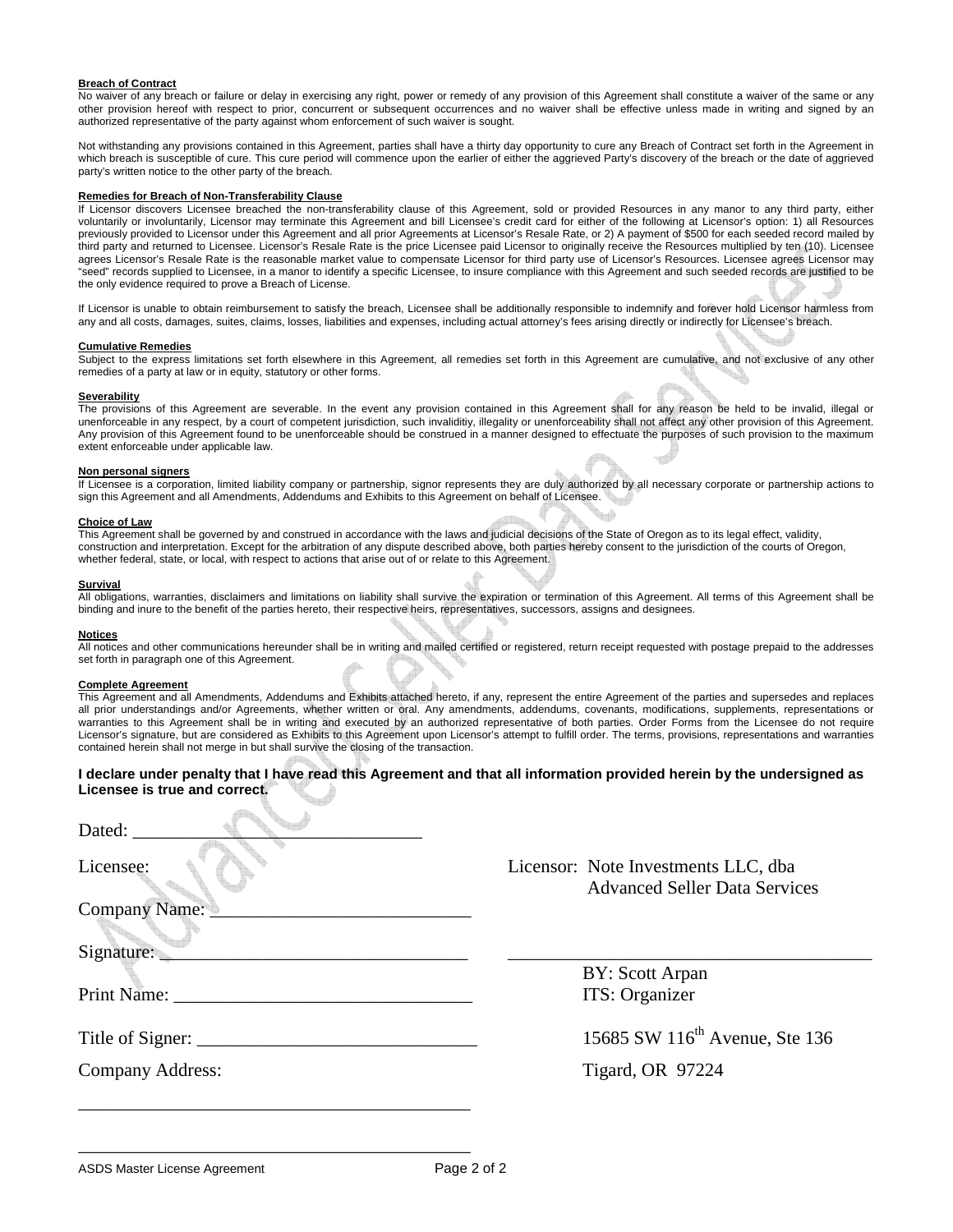**Breach of Contract**

No waiver of any breach or failure or delay in exercising any right, power or remedy of any provision of this Agreement shall constitute a waiver of the same or any other provision hereof with respect to prior, concurrent or subsequent occurrences and no waiver shall be effective unless made in writing and signed by an authorized representative of the party against whom enforcement of such waiver is sought.

Not withstanding any provisions contained in this Agreement, parties shall have a thirty day opportunity to cure any Breach of Contract set forth in the Agreement in which breach is susceptible of cure. This cure period will commence upon the earlier of either the aggrieved Party's discovery of the breach or the date of aggrieved party's written notice to the other party of the breach.

**Remedies for Breach of Non-Transferability Clause**

If Licensor discovers Licensee breached the non-transferability clause of this Agreement, sold or provided Resources in any manor to any third party, either voluntarily or involuntarily, Licensor may terminate this Agreement and bill Licensee's credit card for either of the following at Licensor's option: 1) all Resources previously provided to Licensor under this Agreement and all prior Agreements at Licensor's Resale Rate, or 2) A payment of $500 for each seeded record mailed by third party and returned to Licensee. Licensor's Resale Rate is the price Licensee paid Licensor to originally receive the Resources multiplied by ten (10). Licensee agrees Licensor's Resale Rate is the reasonable market value to compensate Licensor for third party use of Licensor's Resources. Licensee agrees Licensor may "seed" records supplied to Licensee, in a manor to identify a specific Licensee, to insure compliance with this Agreement and such seeded records are justified to be the only evidence required to prove a Breach of License.

If Licensor is unable to obtain reimbursement to satisfy the breach, Licensee shall be additionally responsible to indemnify and forever hold Licensor harmless from any and all costs, damages, suites, claims, losses, liabilities and expenses, including actual attorney's fees arising directly or indirectly for Licensee's breach.

**Cumulative Remedies**

Subject to the express limitations set forth elsewhere in this Agreement, all remedies set forth in this Agreement are cumulative, and not exclusive of any other remedies of a party at law or in equity, statutory or other forms.

**Severability**

The provisions of this Agreement are severable. In the event any provision contained in this Agreement shall for any reason be held to be invalid, illegal or unenforceable in any respect, by a court of competent jurisdiction, such invaliditiy, illegality or unenforceability shall not affect any other provision of this Agreement. Any provision of this Agreement found to be unenforceable should be construed in a manner designed to effectuate the purposes of such provision to the maximum extent enforceable under applicable law.

**Non personal signers**

If Licensee is a corporation, limited liability company or partnership, signor represents they are duly authorized by all necessary corporate or partnership actions to sign this Agreement and all Amendments, Addendums and Exhibits to this Agreement on behalf of Licensee.

**Choice of Law**

This Agreement shall be governed by and construed in accordance with the laws and judicial decisions of the State of Oregon as to its legal effect, validity, construction and interpretation. Except for the arbitration of any dispute described above, both parties hereby consent to the jurisdiction of the courts of Oregon, whether federal, state, or local, with respect to actions that arise out of or relate to this Agreement.

**Survival**

All obligations, warranties, disclaimers and limitations on liability shall survive the expiration or termination of this Agreement. All terms of this Agreement shall be binding and inure to the benefit of the parties hereto, their respective heirs, representatives, successors, assigns and designees.

**Notices**

All notices and other communications hereunder shall be in writing and mailed certified or registered, return receipt requested with postage prepaid to the addresses set forth in paragraph one of this Agreement.

**Complete Agreement**

This Agreement and all Amendments, Addendums and Exhibits attached hereto, if any, represent the entire Agreement of the parties and supersedes and replaces all prior understandings and/or Agreements, whether written or oral. Any amendments, addendums, covenants, modifications, supplements, representations or warranties to this Agreement shall be in writing and executed by an authorized representative of both parties. Order Forms from the Licensee do not require Licensor's signature, but are considered as Exhibits to this Agreement upon Licensor's attempt to fulfill order. The terms, provisions, representations and warranties contained herein shall not merge in but shall survive the closing of the transaction.

**I declare under penalty that I have read this Agreement and that all information provided herein by the undersigned as Licensee is true and correct.**

Dated: ______________________________

Licensee:

Company Name: ___________________________

Signature: ________________________________

Print Name: _______________________________

Title of Signer: _____________________________

Company Address:

___________________________________________

___________________________________________

Licensor: Note Investments LLC, dba
Advanced Seller Data Services

____________________________________

BY: Scott Arpan
ITS: Organizer

15685 SW 116th Avenue, Ste 136

Tigard, OR 97224